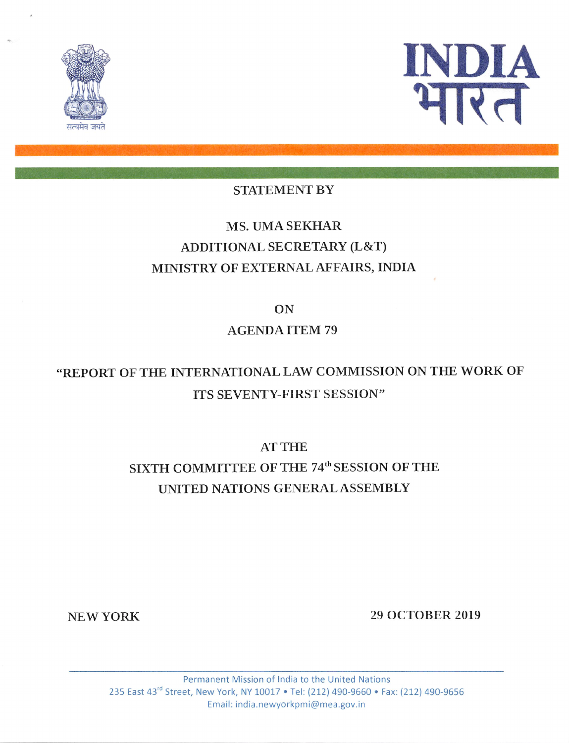सत्यमेव जयते

INDIA
भारत

STATEMENT BY

MS. UMA SEKHAR
ADDITIONAL SECRETARY (L&T)
MINISTRY OF EXTERNAL AFFAIRS, INDIA

ON

AGENDA ITEM 79

"REPORT OF THE INTERNATIONAL LAW COMMISSION ON THE WORK OF ITS SEVENTY-FIRST SESSION"

AT THE
SIXTH COMMITTEE OF THE 74th SESSION OF THE
UNITED NATIONS GENERAL ASSEMBLY

NEW YORK

29 OCTOBER 2019

Permanent Mission of India to the United Nations
235 East 43rd Street, New York, NY 10017 • Tel: (212) 490-9660 • Fax: (212) 490-9656
Email: india.newyorkpmi@mea.gov.in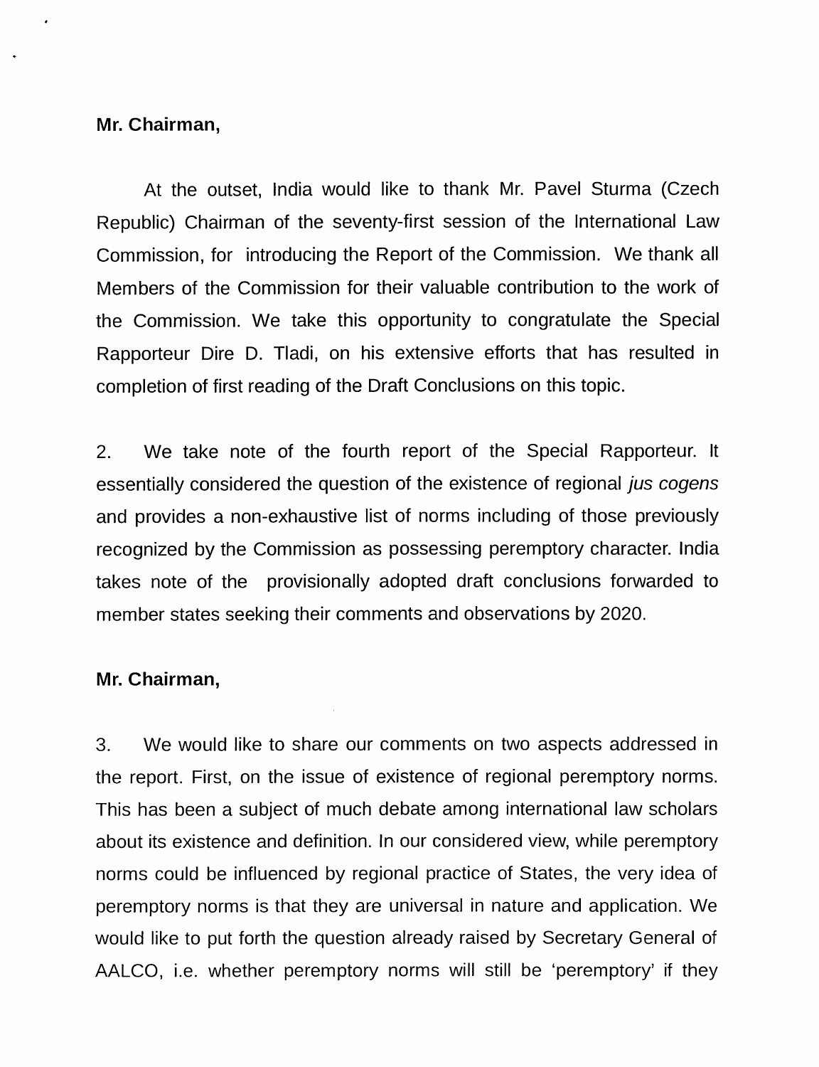**Mr. Chairman,**

At the outset, India would like to thank Mr. Pavel Sturma (Czech Republic) Chairman of the seventy-first session of the International Law Commission, for introducing the Report of the Commission. We thank all Members of the Commission for their valuable contribution to the work of the Commission. We take this opportunity to congratulate the Special Rapporteur Dire D. Tladi, on his extensive efforts that has resulted in completion of first reading of the Draft Conclusions on this topic.

2. We take note of the fourth report of the Special Rapporteur. It essentially considered the question of the existence of regional *jus cogens* and provides a non-exhaustive list of norms including of those previously recognized by the Commission as possessing peremptory character. India takes note of the provisionally adopted draft conclusions forwarded to member states seeking their comments and observations by 2020.

**Mr. Chairman,**

3. We would like to share our comments on two aspects addressed in the report. First, on the issue of existence of regional peremptory norms. This has been a subject of much debate among international law scholars about its existence and definition. In our considered view, while peremptory norms could be influenced by regional practice of States, the very idea of peremptory norms is that they are universal in nature and application. We would like to put forth the question already raised by Secretary General of AALCO, i.e. whether peremptory norms will still be 'peremptory' if they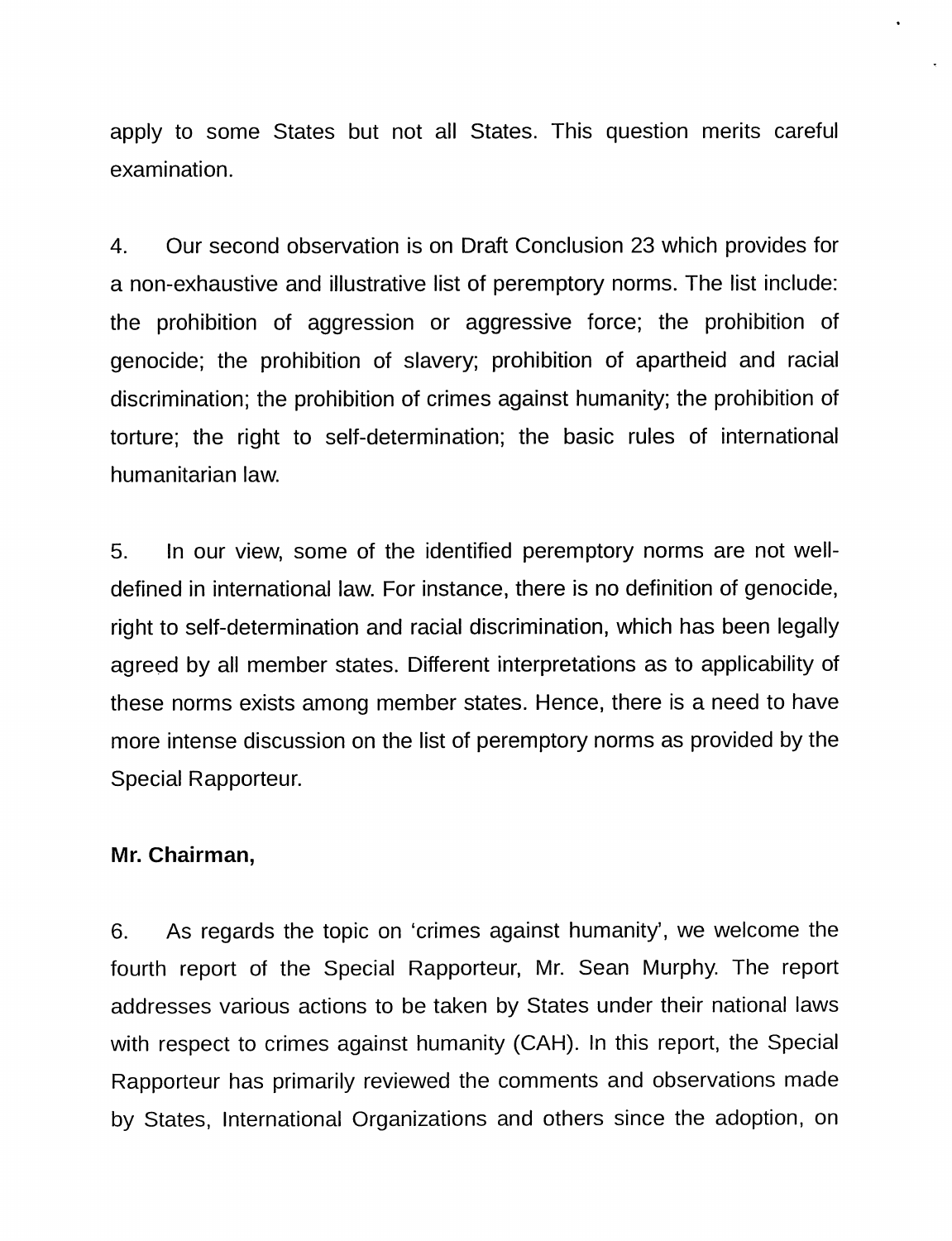apply to some States but not all States. This question merits careful examination.

4. Our second observation is on Draft Conclusion 23 which provides for a non-exhaustive and illustrative list of peremptory norms. The list include: the prohibition of aggression or aggressive force; the prohibition of genocide; the prohibition of slavery; prohibition of apartheid and racial discrimination; the prohibition of crimes against humanity; the prohibition of torture; the right to self-determination; the basic rules of international humanitarian law.

5. In our view, some of the identified peremptory norms are not well-defined in international law. For instance, there is no definition of genocide, right to self-determination and racial discrimination, which has been legally agreed by all member states. Different interpretations as to applicability of these norms exists among member states. Hence, there is a need to have more intense discussion on the list of peremptory norms as provided by the Special Rapporteur.

**Mr. Chairman,**

6. As regards the topic on 'crimes against humanity', we welcome the fourth report of the Special Rapporteur, Mr. Sean Murphy. The report addresses various actions to be taken by States under their national laws with respect to crimes against humanity (CAH). In this report, the Special Rapporteur has primarily reviewed the comments and observations made by States, International Organizations and others since the adoption, on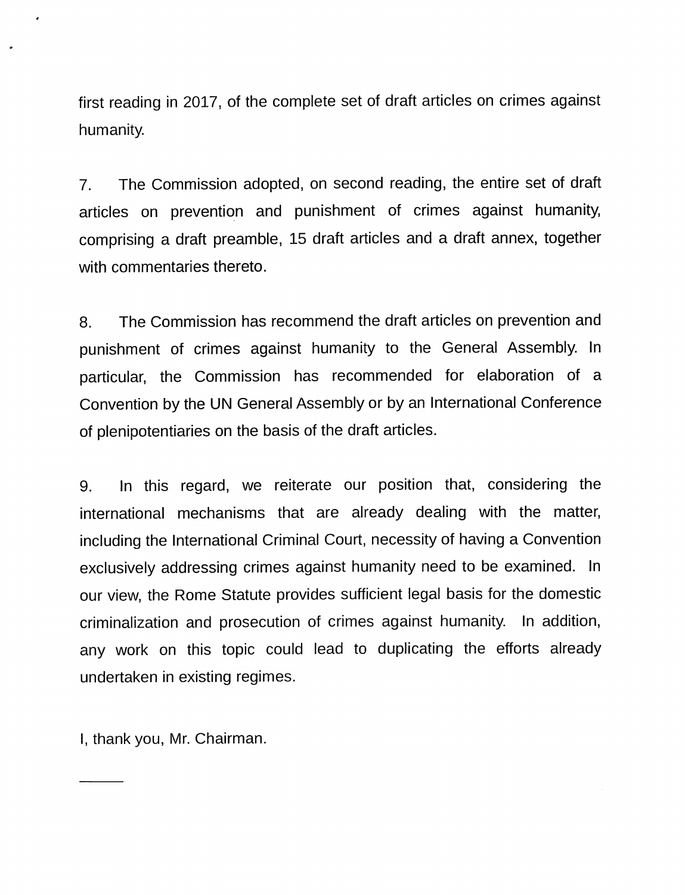first reading in 2017, of the complete set of draft articles on crimes against humanity.

7. The Commission adopted, on second reading, the entire set of draft articles on prevention and punishment of crimes against humanity, comprising a draft preamble, 15 draft articles and a draft annex, together with commentaries thereto.

8. The Commission has recommend the draft articles on prevention and punishment of crimes against humanity to the General Assembly. In particular, the Commission has recommended for elaboration of a Convention by the UN General Assembly or by an International Conference of plenipotentiaries on the basis of the draft articles.

9. In this regard, we reiterate our position that, considering the international mechanisms that are already dealing with the matter, including the International Criminal Court, necessity of having a Convention exclusively addressing crimes against humanity need to be examined. In our view, the Rome Statute provides sufficient legal basis for the domestic criminalization and prosecution of crimes against humanity. In addition, any work on this topic could lead to duplicating the efforts already undertaken in existing regimes.

I, thank you, Mr. Chairman.

---